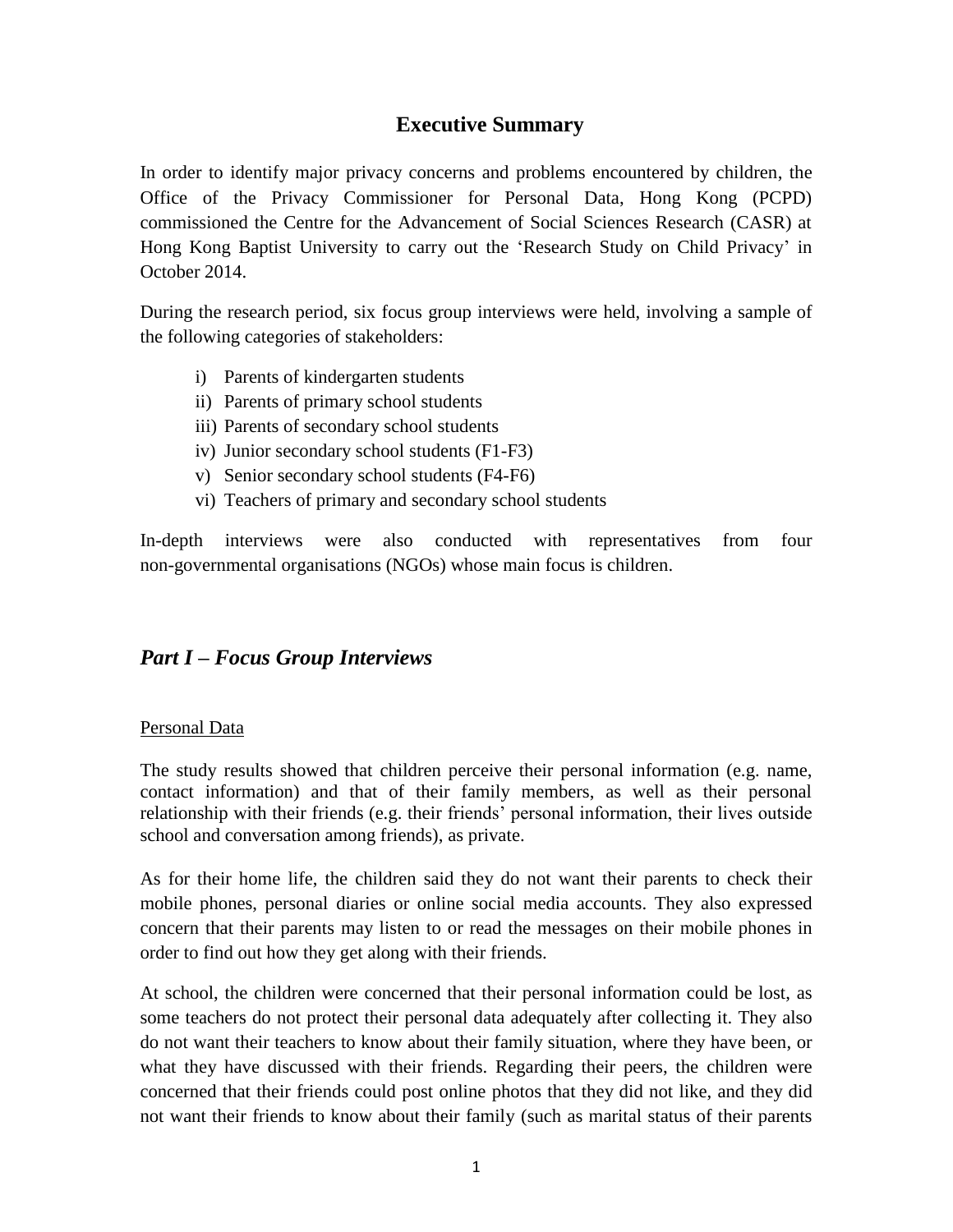# Executive Summary

In order to identify major privacy concerns and problems encountered by children, the Office of the Privacy Commissioner for Personal Data, Hong Kong (PCPD) commissioned the Centre for the Advancement of Social Sciences Research (CASR) at Hong Kong Baptist University to carry out the 'Research Study on Child Privacy' in October 2014.

During the research period, six focus group interviews were held, involving a sample of the following categories of stakeholders:

i) Parents of kindergarten students
ii) Parents of primary school students
iii) Parents of secondary school students
iv) Junior secondary school students (F1-F3)
v) Senior secondary school students (F4-F6)
vi) Teachers of primary and secondary school students

In-depth interviews were also conducted with representatives from four non-governmental organisations (NGOs) whose main focus is children.

## *Part I – Focus Group Interviews*

Personal Data

The study results showed that children perceive their personal information (e.g. name, contact information) and that of their family members, as well as their personal relationship with their friends (e.g. their friends' personal information, their lives outside school and conversation among friends), as private.

As for their home life, the children said they do not want their parents to check their mobile phones, personal diaries or online social media accounts. They also expressed concern that their parents may listen to or read the messages on their mobile phones in order to find out how they get along with their friends.

At school, the children were concerned that their personal information could be lost, as some teachers do not protect their personal data adequately after collecting it. They also do not want their teachers to know about their family situation, where they have been, or what they have discussed with their friends. Regarding their peers, the children were concerned that their friends could post online photos that they did not like, and they did not want their friends to know about their family (such as marital status of their parents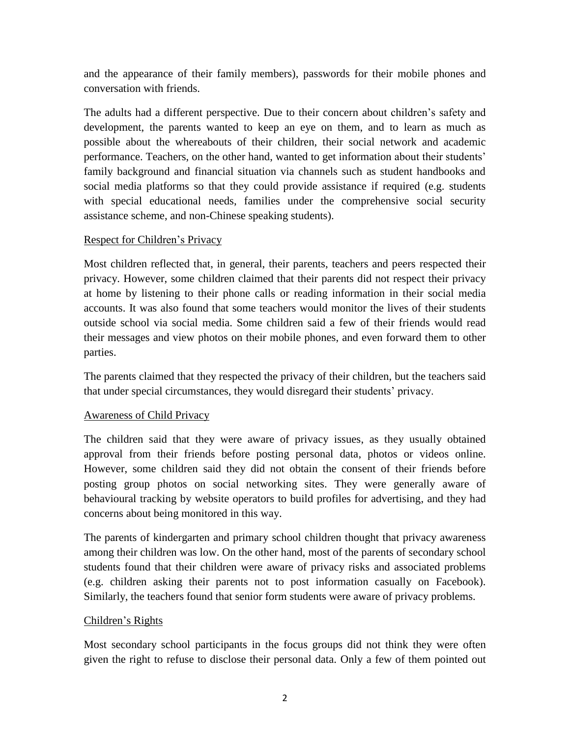and the appearance of their family members), passwords for their mobile phones and conversation with friends.

The adults had a different perspective. Due to their concern about children's safety and development, the parents wanted to keep an eye on them, and to learn as much as possible about the whereabouts of their children, their social network and academic performance. Teachers, on the other hand, wanted to get information about their students' family background and financial situation via channels such as student handbooks and social media platforms so that they could provide assistance if required (e.g. students with special educational needs, families under the comprehensive social security assistance scheme, and non-Chinese speaking students).

<u>Respect for Children's Privacy</u>

Most children reflected that, in general, their parents, teachers and peers respected their privacy. However, some children claimed that their parents did not respect their privacy at home by listening to their phone calls or reading information in their social media accounts. It was also found that some teachers would monitor the lives of their students outside school via social media. Some children said a few of their friends would read their messages and view photos on their mobile phones, and even forward them to other parties.

The parents claimed that they respected the privacy of their children, but the teachers said that under special circumstances, they would disregard their students' privacy.

<u>Awareness of Child Privacy</u>

The children said that they were aware of privacy issues, as they usually obtained approval from their friends before posting personal data, photos or videos online. However, some children said they did not obtain the consent of their friends before posting group photos on social networking sites. They were generally aware of behavioural tracking by website operators to build profiles for advertising, and they had concerns about being monitored in this way.

The parents of kindergarten and primary school children thought that privacy awareness among their children was low. On the other hand, most of the parents of secondary school students found that their children were aware of privacy risks and associated problems (e.g. children asking their parents not to post information casually on Facebook). Similarly, the teachers found that senior form students were aware of privacy problems.

<u>Children's Rights</u>

Most secondary school participants in the focus groups did not think they were often given the right to refuse to disclose their personal data. Only a few of them pointed out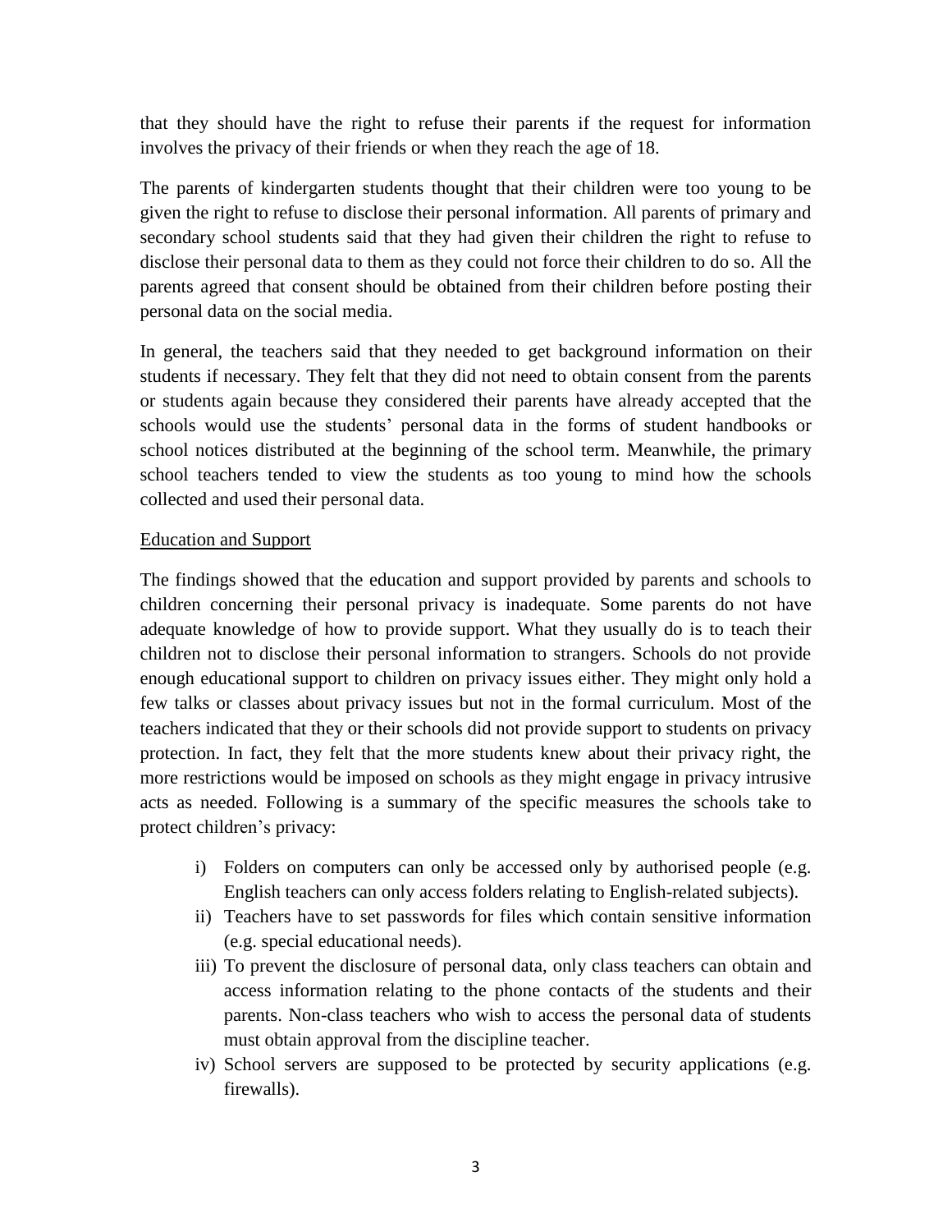that they should have the right to refuse their parents if the request for information involves the privacy of their friends or when they reach the age of 18.

The parents of kindergarten students thought that their children were too young to be given the right to refuse to disclose their personal information. All parents of primary and secondary school students said that they had given their children the right to refuse to disclose their personal data to them as they could not force their children to do so. All the parents agreed that consent should be obtained from their children before posting their personal data on the social media.

In general, the teachers said that they needed to get background information on their students if necessary. They felt that they did not need to obtain consent from the parents or students again because they considered their parents have already accepted that the schools would use the students' personal data in the forms of student handbooks or school notices distributed at the beginning of the school term. Meanwhile, the primary school teachers tended to view the students as too young to mind how the schools collected and used their personal data.

<u>Education and Support</u>

The findings showed that the education and support provided by parents and schools to children concerning their personal privacy is inadequate. Some parents do not have adequate knowledge of how to provide support. What they usually do is to teach their children not to disclose their personal information to strangers. Schools do not provide enough educational support to children on privacy issues either. They might only hold a few talks or classes about privacy issues but not in the formal curriculum. Most of the teachers indicated that they or their schools did not provide support to students on privacy protection. In fact, they felt that the more students knew about their privacy right, the more restrictions would be imposed on schools as they might engage in privacy intrusive acts as needed. Following is a summary of the specific measures the schools take to protect children's privacy:

i) Folders on computers can only be accessed only by authorised people (e.g. English teachers can only access folders relating to English-related subjects).
ii) Teachers have to set passwords for files which contain sensitive information (e.g. special educational needs).
iii) To prevent the disclosure of personal data, only class teachers can obtain and access information relating to the phone contacts of the students and their parents. Non-class teachers who wish to access the personal data of students must obtain approval from the discipline teacher.
iv) School servers are supposed to be protected by security applications (e.g. firewalls).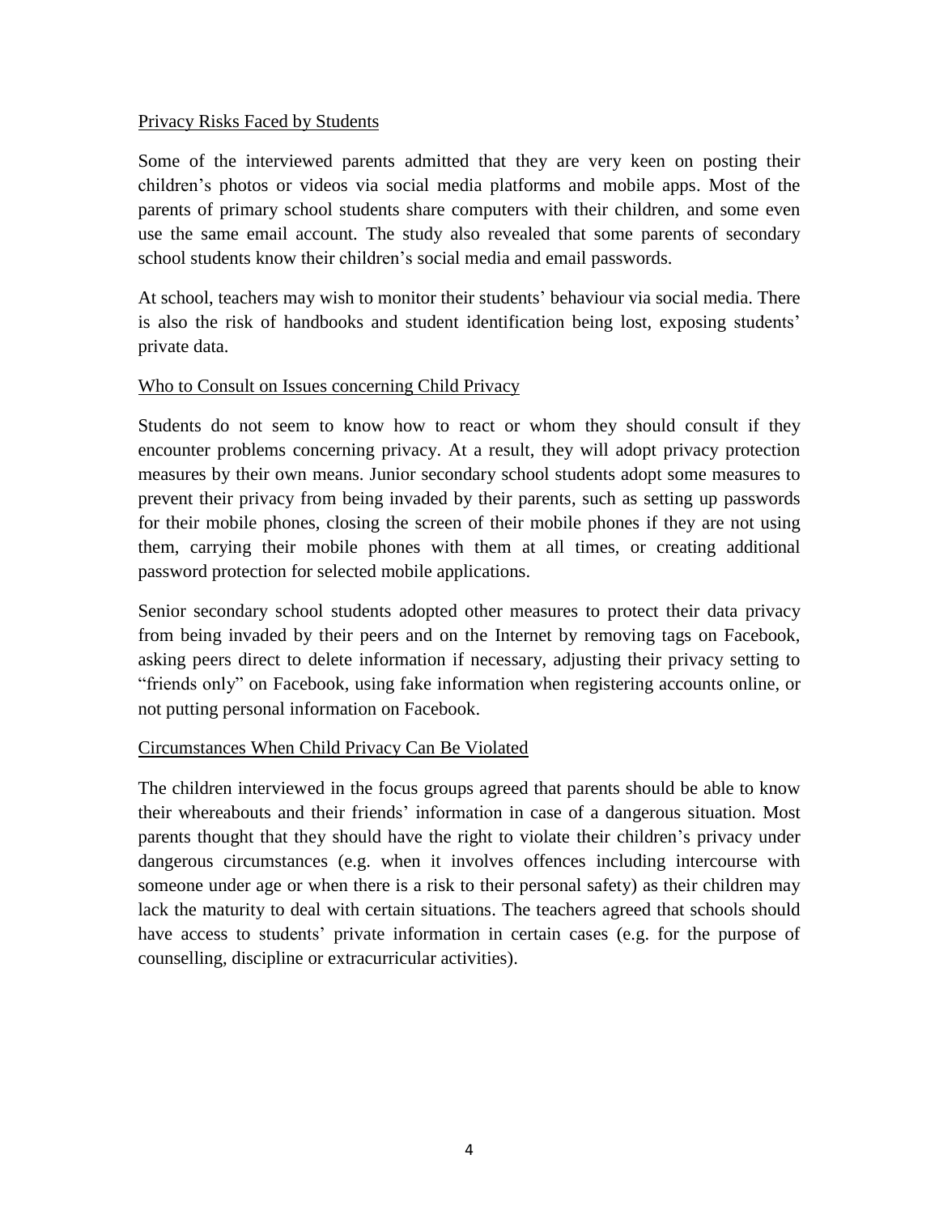<u>Privacy Risks Faced by Students</u>

Some of the interviewed parents admitted that they are very keen on posting their children's photos or videos via social media platforms and mobile apps. Most of the parents of primary school students share computers with their children, and some even use the same email account. The study also revealed that some parents of secondary school students know their children's social media and email passwords.

At school, teachers may wish to monitor their students' behaviour via social media. There is also the risk of handbooks and student identification being lost, exposing students' private data.

<u>Who to Consult on Issues concerning Child Privacy</u>

Students do not seem to know how to react or whom they should consult if they encounter problems concerning privacy. At a result, they will adopt privacy protection measures by their own means. Junior secondary school students adopt some measures to prevent their privacy from being invaded by their parents, such as setting up passwords for their mobile phones, closing the screen of their mobile phones if they are not using them, carrying their mobile phones with them at all times, or creating additional password protection for selected mobile applications.

Senior secondary school students adopted other measures to protect their data privacy from being invaded by their peers and on the Internet by removing tags on Facebook, asking peers direct to delete information if necessary, adjusting their privacy setting to "friends only" on Facebook, using fake information when registering accounts online, or not putting personal information on Facebook.

<u>Circumstances When Child Privacy Can Be Violated</u>

The children interviewed in the focus groups agreed that parents should be able to know their whereabouts and their friends' information in case of a dangerous situation. Most parents thought that they should have the right to violate their children's privacy under dangerous circumstances (e.g. when it involves offences including intercourse with someone under age or when there is a risk to their personal safety) as their children may lack the maturity to deal with certain situations. The teachers agreed that schools should have access to students' private information in certain cases (e.g. for the purpose of counselling, discipline or extracurricular activities).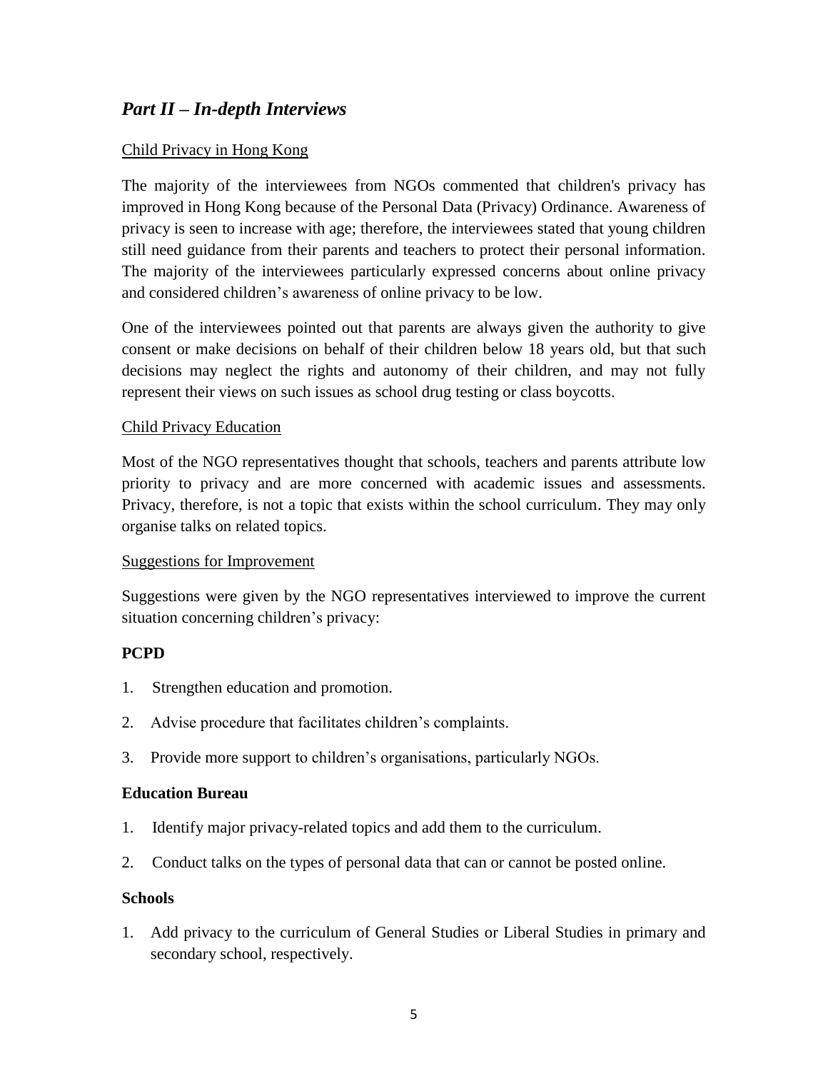## *Part II – In-depth Interviews*

Child Privacy in Hong Kong

The majority of the interviewees from NGOs commented that children's privacy has improved in Hong Kong because of the Personal Data (Privacy) Ordinance. Awareness of privacy is seen to increase with age; therefore, the interviewees stated that young children still need guidance from their parents and teachers to protect their personal information. The majority of the interviewees particularly expressed concerns about online privacy and considered children's awareness of online privacy to be low.

One of the interviewees pointed out that parents are always given the authority to give consent or make decisions on behalf of their children below 18 years old, but that such decisions may neglect the rights and autonomy of their children, and may not fully represent their views on such issues as school drug testing or class boycotts.

Child Privacy Education

Most of the NGO representatives thought that schools, teachers and parents attribute low priority to privacy and are more concerned with academic issues and assessments. Privacy, therefore, is not a topic that exists within the school curriculum. They may only organise talks on related topics.

Suggestions for Improvement

Suggestions were given by the NGO representatives interviewed to improve the current situation concerning children's privacy:

**PCPD**

1. Strengthen education and promotion.
2. Advise procedure that facilitates children's complaints.
3. Provide more support to children's organisations, particularly NGOs.

**Education Bureau**

1. Identify major privacy-related topics and add them to the curriculum.
2. Conduct talks on the types of personal data that can or cannot be posted online.

**Schools**

1. Add privacy to the curriculum of General Studies or Liberal Studies in primary and secondary school, respectively.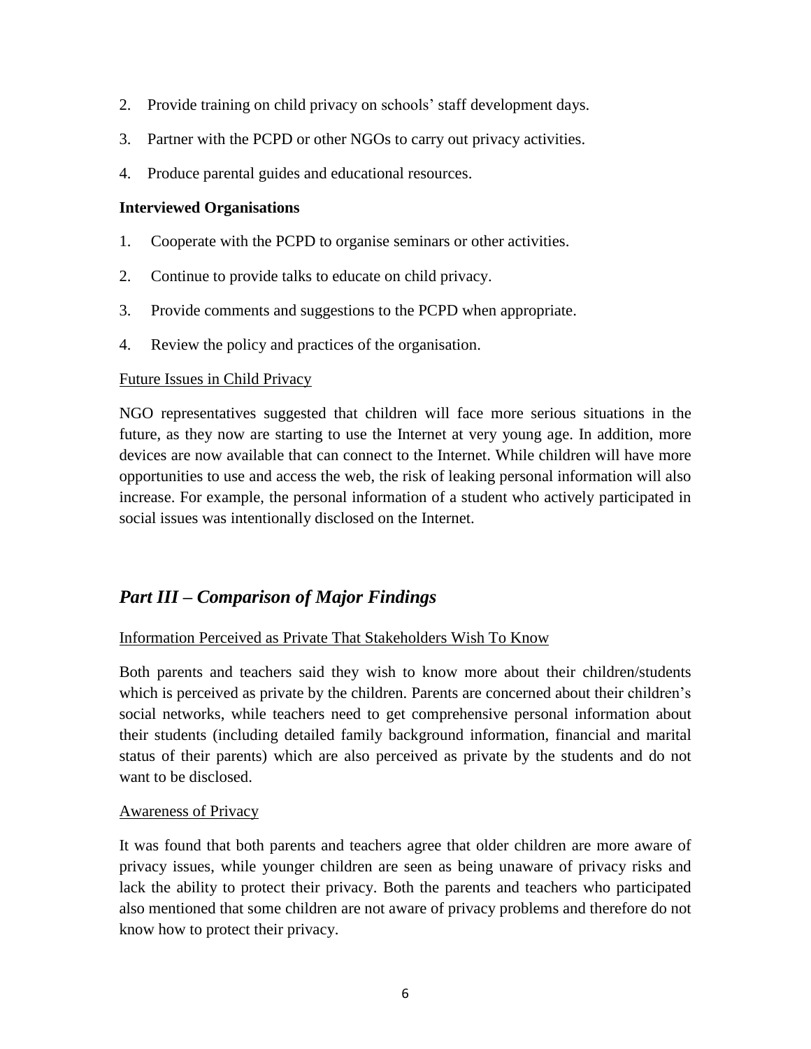2. Provide training on child privacy on schools' staff development days.
3. Partner with the PCPD or other NGOs to carry out privacy activities.
4. Produce parental guides and educational resources.

**Interviewed Organisations**

1. Cooperate with the PCPD to organise seminars or other activities.
2. Continue to provide talks to educate on child privacy.
3. Provide comments and suggestions to the PCPD when appropriate.
4. Review the policy and practices of the organisation.

Future Issues in Child Privacy

NGO representatives suggested that children will face more serious situations in the future, as they now are starting to use the Internet at very young age. In addition, more devices are now available that can connect to the Internet. While children will have more opportunities to use and access the web, the risk of leaking personal information will also increase. For example, the personal information of a student who actively participated in social issues was intentionally disclosed on the Internet.

## *Part III – Comparison of Major Findings*

Information Perceived as Private That Stakeholders Wish To Know

Both parents and teachers said they wish to know more about their children/students which is perceived as private by the children. Parents are concerned about their children's social networks, while teachers need to get comprehensive personal information about their students (including detailed family background information, financial and marital status of their parents) which are also perceived as private by the students and do not want to be disclosed.

Awareness of Privacy

It was found that both parents and teachers agree that older children are more aware of privacy issues, while younger children are seen as being unaware of privacy risks and lack the ability to protect their privacy. Both the parents and teachers who participated also mentioned that some children are not aware of privacy problems and therefore do not know how to protect their privacy.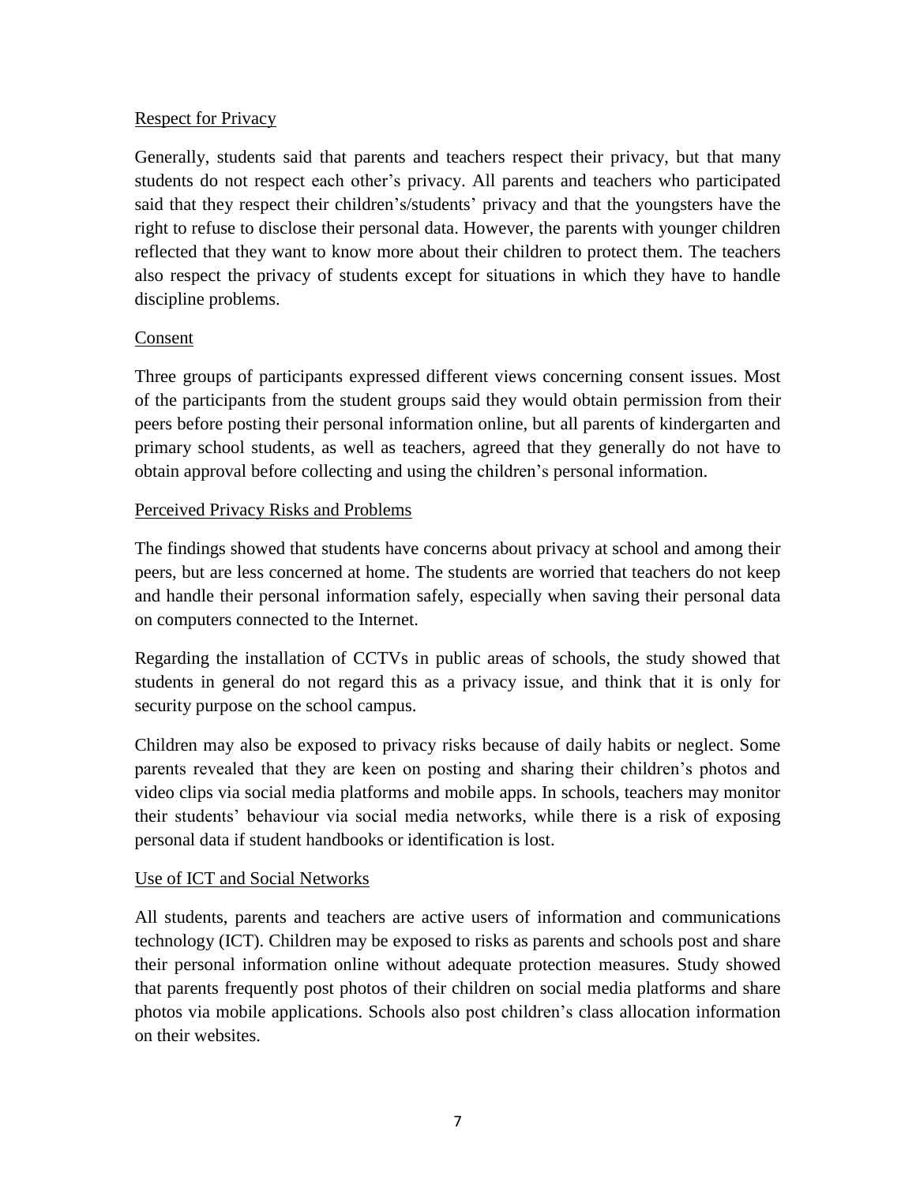Respect for Privacy

Generally, students said that parents and teachers respect their privacy, but that many students do not respect each other's privacy. All parents and teachers who participated said that they respect their children's/students' privacy and that the youngsters have the right to refuse to disclose their personal data. However, the parents with younger children reflected that they want to know more about their children to protect them. The teachers also respect the privacy of students except for situations in which they have to handle discipline problems.

Consent

Three groups of participants expressed different views concerning consent issues. Most of the participants from the student groups said they would obtain permission from their peers before posting their personal information online, but all parents of kindergarten and primary school students, as well as teachers, agreed that they generally do not have to obtain approval before collecting and using the children's personal information.

Perceived Privacy Risks and Problems

The findings showed that students have concerns about privacy at school and among their peers, but are less concerned at home. The students are worried that teachers do not keep and handle their personal information safely, especially when saving their personal data on computers connected to the Internet.

Regarding the installation of CCTVs in public areas of schools, the study showed that students in general do not regard this as a privacy issue, and think that it is only for security purpose on the school campus.

Children may also be exposed to privacy risks because of daily habits or neglect. Some parents revealed that they are keen on posting and sharing their children's photos and video clips via social media platforms and mobile apps. In schools, teachers may monitor their students' behaviour via social media networks, while there is a risk of exposing personal data if student handbooks or identification is lost.

Use of ICT and Social Networks

All students, parents and teachers are active users of information and communications technology (ICT). Children may be exposed to risks as parents and schools post and share their personal information online without adequate protection measures. Study showed that parents frequently post photos of their children on social media platforms and share photos via mobile applications. Schools also post children's class allocation information on their websites.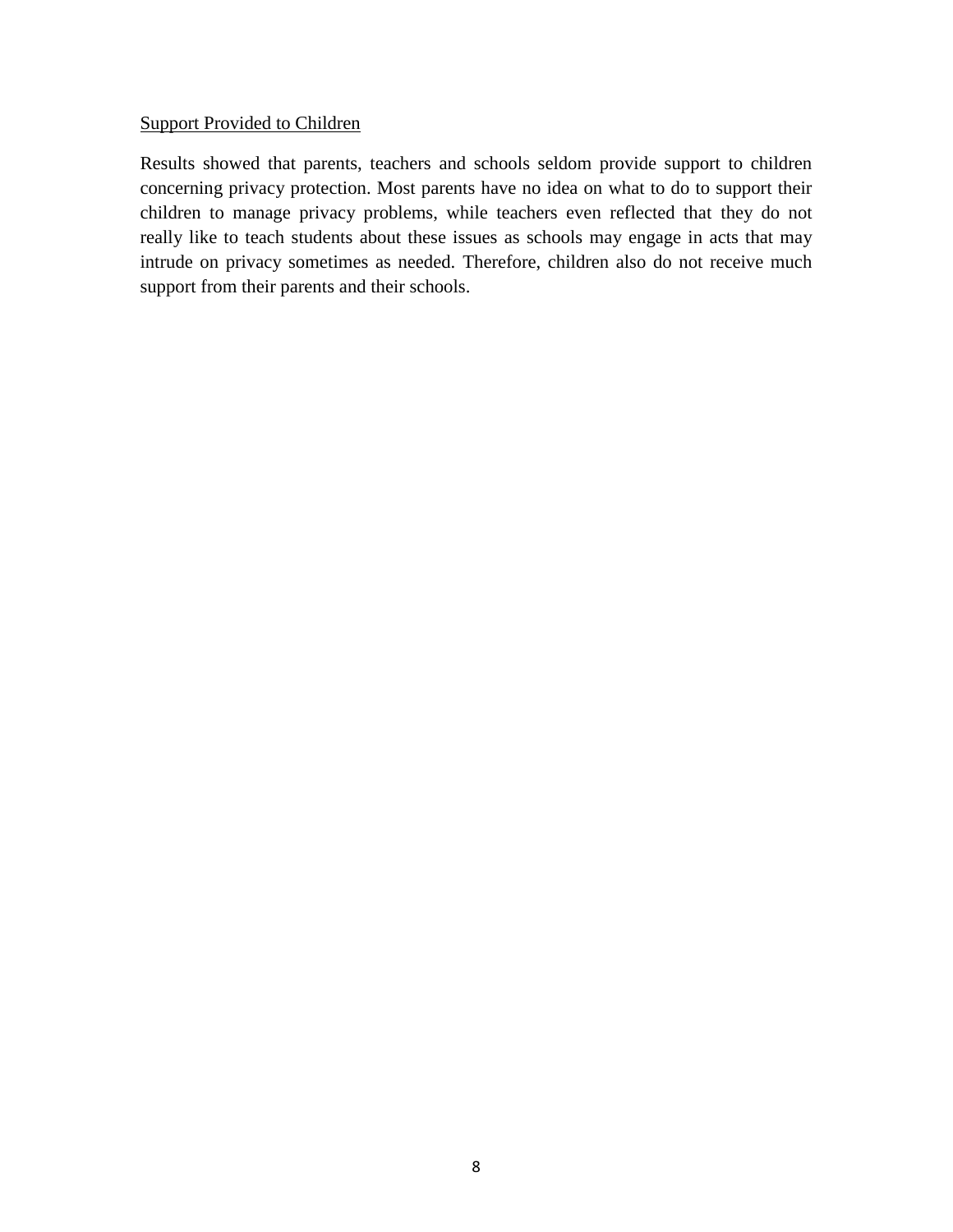Support Provided to Children

Results showed that parents, teachers and schools seldom provide support to children concerning privacy protection. Most parents have no idea on what to do to support their children to manage privacy problems, while teachers even reflected that they do not really like to teach students about these issues as schools may engage in acts that may intrude on privacy sometimes as needed. Therefore, children also do not receive much support from their parents and their schools.